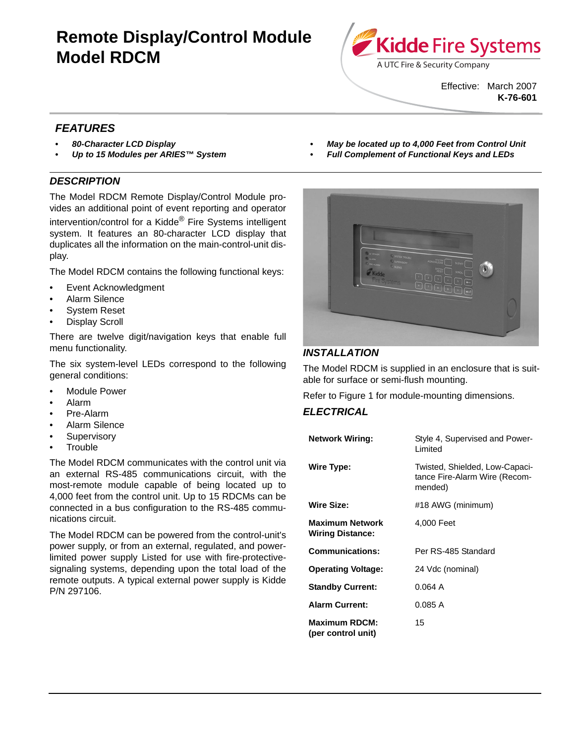# Remote Display/Control Module Model RDCM

Kidde Fire Systems

A UTC Fire & Security Company

Effective: March 2007

**K-76-601**

## *FEATURES*

- ***80-Character LCD Display***
- ***Up to 15 Modules per ARIES™ System***
- ***May be located up to 4,000 Feet from Control Unit***
- ***Full Complement of Functional Keys and LEDs***

## *DESCRIPTION*

The Model RDCM Remote Display/Control Module provides an additional point of event reporting and operator intervention/control for a Kidde® Fire Systems intelligent system. It features an 80-character LCD display that duplicates all the information on the main-control-unit display.

The Model RDCM contains the following functional keys:

- Event Acknowledgment
- Alarm Silence
- System Reset
- Display Scroll

There are twelve digit/navigation keys that enable full menu functionality.

The six system-level LEDs correspond to the following general conditions:

- Module Power
- Alarm
- Pre-Alarm
- Alarm Silence
- Supervisory
- Trouble

The Model RDCM communicates with the control unit via an external RS-485 communications circuit, with the most-remote module capable of being located up to 4,000 feet from the control unit. Up to 15 RDCMs can be connected in a bus configuration to the RS-485 communications circuit.

The Model RDCM can be powered from the control-unit's power supply, or from an external, regulated, and power-limited power supply Listed for use with fire-protective-signaling systems, depending upon the total load of the remote outputs. A typical external power supply is Kidde P/N 297106.

## *INSTALLATION*

The Model RDCM is supplied in an enclosure that is suitable for surface or semi-flush mounting.

Refer to Figure 1 for module-mounting dimensions.

## *ELECTRICAL*

| | |
|---|---|
| **Network Wiring:** | Style 4, Supervised and Power-Limited |
| **Wire Type:** | Twisted, Shielded, Low-Capacitance Fire-Alarm Wire (Recommended) |
| **Wire Size:** | #18 AWG (minimum) |
| **Maximum Network Wiring Distance:** | 4,000 Feet |
| **Communications:** | Per RS-485 Standard |
| **Operating Voltage:** | 24 Vdc (nominal) |
| **Standby Current:** | 0.064 A |
| **Alarm Current:** | 0.085 A |
| **Maximum RDCM: (per control unit)** | 15 |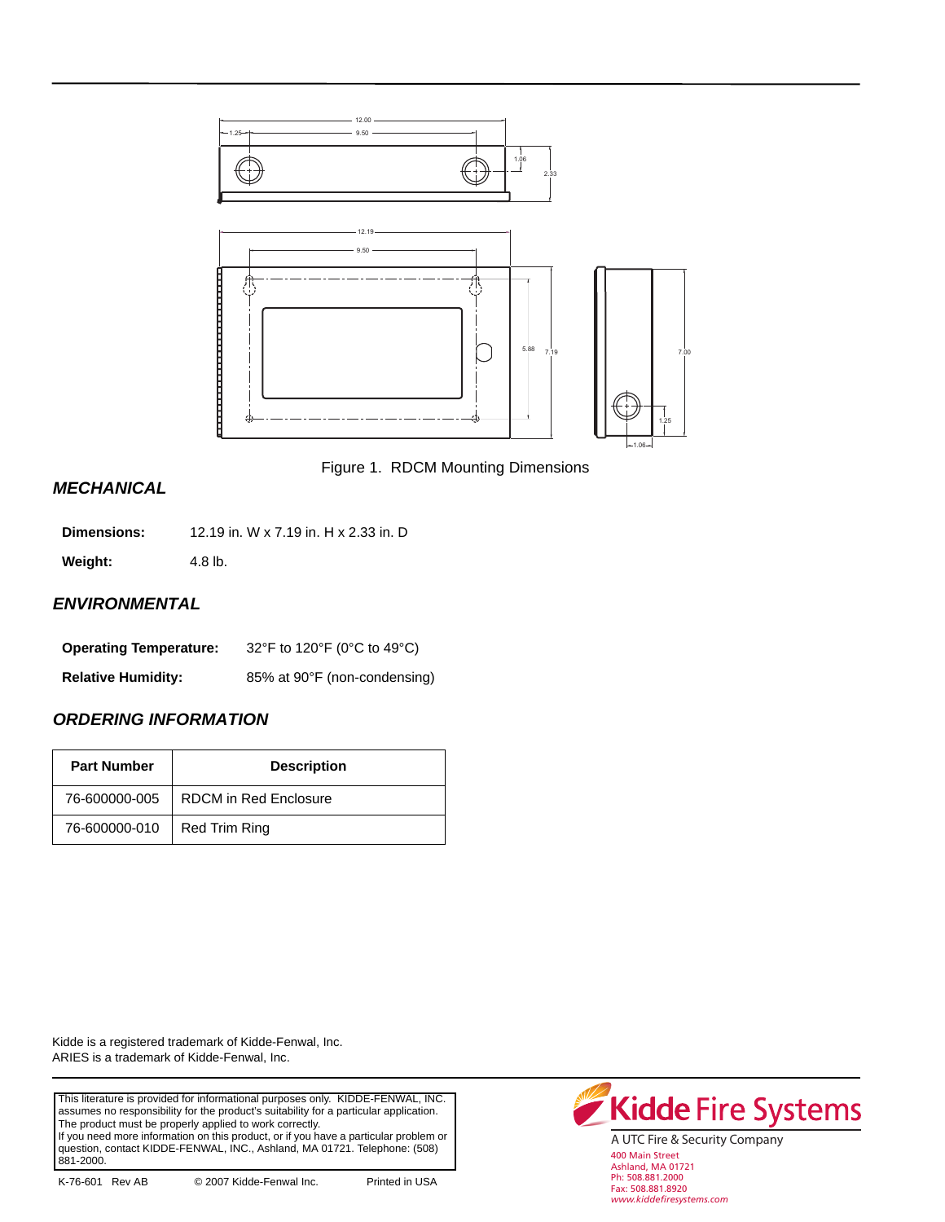12.00
1.25
9.50
1.06
2.33
12.19
9.50
5.88
7.19
7.00
1.25
1.06

Figure 1. RDCM Mounting Dimensions

## *MECHANICAL*

**Dimensions:** 12.19 in. W x 7.19 in. H x 2.33 in. D

**Weight:** 4.8 lb.

## *ENVIRONMENTAL*

**Operating Temperature:** 32°F to 120°F (0°C to 49°C)

**Relative Humidity:** 85% at 90°F (non-condensing)

## *ORDERING INFORMATION*

| Part Number | Description |
|---|---|
| 76-600000-005 | RDCM in Red Enclosure |
| 76-600000-010 | Red Trim Ring |

Kidde is a registered trademark of Kidde-Fenwal, Inc.
ARIES is a trademark of Kidde-Fenwal, Inc.

This literature is provided for informational purposes only. KIDDE-FENWAL, INC. assumes no responsibility for the product's suitability for a particular application. The product must be properly applied to work correctly.
If you need more information on this product, or if you have a particular problem or question, contact KIDDE-FENWAL, INC., Ashland, MA 01721. Telephone: (508) 881-2000.

K-76-601 Rev AB © 2007 Kidde-Fenwal Inc. Printed in USA

Kidde Fire Systems
A UTC Fire & Security Company
400 Main Street
Ashland, MA 01721
Ph: 508.881.2000
Fax: 508.881.8920
*www.kiddefiresystems.com*